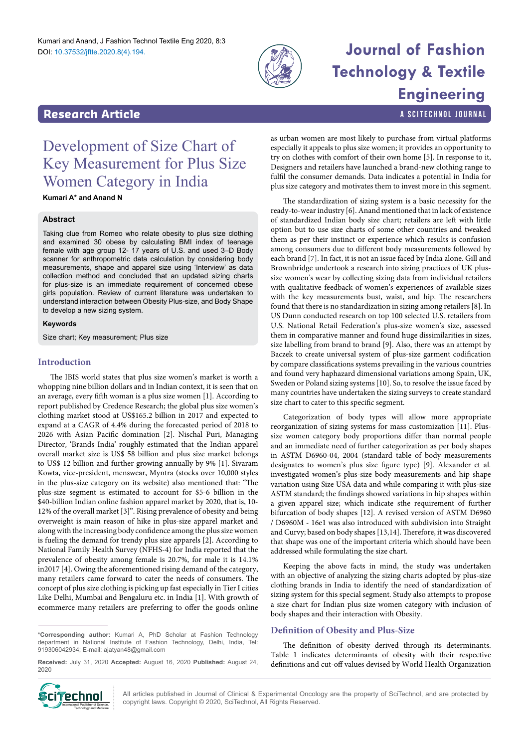Research Article

# Development of Size Chart of Key Measurement for Plus Size Women Category in India

**Kumari A* and Anand N**

## Abstract

Taking clue from Romeo who relate obesity to plus size clothing and examined 30 obese by calculating BMI index of teenage female with age group 12- 17 years of U.S. and used 3–D Body scanner for anthropometric data calculation by considering body measurements, shape and apparel size using 'Interview' as data collection method and concluded that an updated sizing charts for plus-size is an immediate requirement of concerned obese girls population. Review of current literature was undertaken to understand interaction between Obesity Plus-size, and Body Shape to develop a new sizing system.

### Keywords

Size chart; Key measurement; Plus size

## Introduction

The IBIS world states that plus size women's market is worth a whopping nine billion dollars and in Indian context, it is seen that on an average, every fifth woman is a plus size women [1]. According to report published by Credence Research; the global plus size women's clothing market stood at US$165.2 billion in 2017 and expected to expand at a CAGR of 4.4% during the forecasted period of 2018 to 2026 with Asian Pacific domination [2]. Nischal Puri, Managing Director, 'Brands India' roughly estimated that the Indian apparel overall market size is US$ 58 billion and plus size market belongs to US$ 12 billion and further growing annually by 9% [1]. Sivaram Kowta, vice-president, menswear, Myntra (stocks over 10,000 styles in the plus-size category on its website) also mentioned that: "The plus-size segment is estimated to account for $5-6 billion in the $40-billion Indian online fashion apparel market by 2020, that is, 10-12% of the overall market [3]". Rising prevalence of obesity and being overweight is main reason of hike in plus-size apparel market and along with the increasing body confidence among the plus size women is fueling the demand for trendy plus size apparels [2]. According to National Family Health Survey (NFHS-4) for India reported that the prevalence of obesity among female is 20.7%, for male it is 14.1% in2017 [4]. Owing the aforementioned rising demand of the category, many retailers came forward to cater the needs of consumers. The concept of plus size clothing is picking up fast especially in Tier I cities Like Delhi, Mumbai and Bengaluru etc. in India [1]. With growth of ecommerce many retailers are preferring to offer the goods online as urban women are most likely to purchase from virtual platforms especially it appeals to plus size women; it provides an opportunity to try on clothes with comfort of their own home [5]. In response to it, Designers and retailers have launched a brand-new clothing range to fulfil the consumer demands. Data indicates a potential in India for plus size category and motivates them to invest more in this segment.

The standardization of sizing system is a basic necessity for the ready-to-wear industry [6]. Anand mentioned that in lack of existence of standardized Indian body size chart; retailers are left with little option but to use size charts of some other countries and tweaked them as per their instinct or experience which results is confusion among consumers due to different body measurements followed by each brand [7]. In fact, it is not an issue faced by India alone. Gill and Brownbridge undertook a research into sizing practices of UK plus-size women's wear by collecting sizing data from individual retailers with qualitative feedback of women's experiences of available sizes with the key measurements bust, waist, and hip. The researchers found that there is no standardization in sizing among retailers [8]. In US Dunn conducted research on top 100 selected U.S. retailers from U.S. National Retail Federation's plus-size women's size, assessed them in comparative manner and found huge dissimilarities in sizes, size labelling from brand to brand [9]. Also, there was an attempt by Baczek to create universal system of plus-size garment codification by compare classifications systems prevailing in the various countries and found very haphazard dimensional variations among Spain, UK, Sweden or Poland sizing systems [10]. So, to resolve the issue faced by many countries have undertaken the sizing surveys to create standard size chart to cater to this specific segment.

Categorization of body types will allow more appropriate reorganization of sizing systems for mass customization [11]. Plus-size women category body proportions differ than normal people and an immediate need of further categorization as per body shapes in ASTM D6960-04, 2004 (standard table of body measurements designates to women's plus size figure type) [9]. Alexander et al. investigated women's plus-size body measurements and hip shape variation using Size USA data and while comparing it with plus-size ASTM standard; the findings showed variations in hip shapes within a given apparel size; which indicate sthe requirement of further bifurcation of body shapes [12]. A revised version of ASTM D6960 / D6960M - 16e1 was also introduced with subdivision into Straight and Curvy; based on body shapes [13,14]. Therefore, it was discovered that shape was one of the important criteria which should have been addressed while formulating the size chart.

Keeping the above facts in mind, the study was undertaken with an objective of analyzing the sizing charts adopted by plus-size clothing brands in India to identify the need of standardization of sizing system for this special segment. Study also attempts to propose a size chart for Indian plus size women category with inclusion of body shapes and their interaction with Obesity.

## Definition of Obesity and Plus-Size

The definition of obesity derived through its determinants. Table 1 indicates determinants of obesity with their respective definitions and cut-off values devised by World Health Organization

---

*Corresponding author: Kumari A, PhD Scholar at Fashion Technology department in National Institute of Fashion Technology, Delhi, India, Tel: 919306042934; E-mail: ajatyan48@gmail.com

**Received:** July 31, 2020 **Accepted:** August 16, 2020 **Published:** August 24, 2020

All articles published in Journal of Clinical & Experimental Oncology are the property of SciTechnol, and are protected by copyright laws. Copyright © 2020, SciTechnol, All Rights Reserved.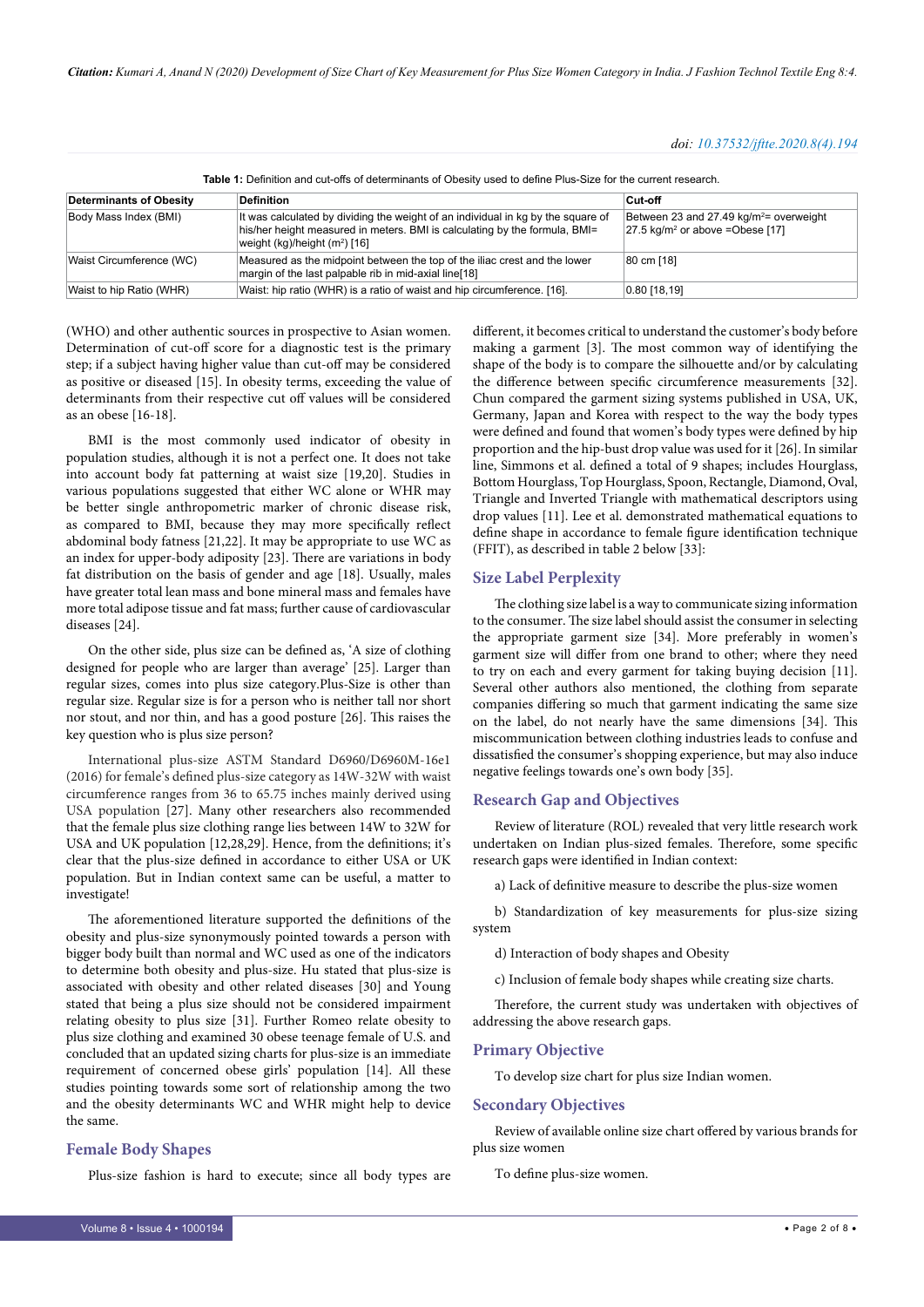**Table 1:** Definition and cut-offs of determinants of Obesity used to define Plus-Size for the current research.

| Determinants of Obesity | Definition | Cut-off |
|---|---|---|
| Body Mass Index (BMI) | It was calculated by dividing the weight of an individual in kg by the square of his/her height measured in meters. BMI is calculating by the formula, BMI= weight (kg)/height ($m^2$) [16] | Between 23 and 27.49 kg/$m^2$= overweight 27.5 kg/$m^2$ or above =Obese [17] |
| Waist Circumference (WC) | Measured as the midpoint between the top of the iliac crest and the lower margin of the last palpable rib in mid-axial line[18] | 80 cm [18] |
| Waist to hip Ratio (WHR) | Waist: hip ratio (WHR) is a ratio of waist and hip circumference. [16]. | 0.80 [18,19] |

(WHO) and other authentic sources in prospective to Asian women. Determination of cut-off score for a diagnostic test is the primary step; if a subject having higher value than cut-off may be considered as positive or diseased [15]. In obesity terms, exceeding the value of determinants from their respective cut off values will be considered as an obese [16-18].

BMI is the most commonly used indicator of obesity in population studies, although it is not a perfect one. It does not take into account body fat patterning at waist size [19,20]. Studies in various populations suggested that either WC alone or WHR may be better single anthropometric marker of chronic disease risk, as compared to BMI, because they may more specifically reflect abdominal body fatness [21,22]. It may be appropriate to use WC as an index for upper-body adiposity [23]. There are variations in body fat distribution on the basis of gender and age [18]. Usually, males have greater total lean mass and bone mineral mass and females have more total adipose tissue and fat mass; further cause of cardiovascular diseases [24].

On the other side, plus size can be defined as, 'A size of clothing designed for people who are larger than average' [25]. Larger than regular sizes, comes into plus size category.Plus-Size is other than regular size. Regular size is for a person who is neither tall nor short nor stout, and nor thin, and has a good posture [26]. This raises the key question who is plus size person?

International plus-size ASTM Standard D6960/D6960M-16e1 (2016) for female's defined plus-size category as 14W-32W with waist circumference ranges from 36 to 65.75 inches mainly derived using USA population [27]. Many other researchers also recommended that the female plus size clothing range lies between 14W to 32W for USA and UK population [12,28,29]. Hence, from the definitions; it's clear that the plus-size defined in accordance to either USA or UK population. But in Indian context same can be useful, a matter to investigate!

The aforementioned literature supported the definitions of the obesity and plus-size synonymously pointed towards a person with bigger body built than normal and WC used as one of the indicators to determine both obesity and plus-size. Hu stated that plus-size is associated with obesity and other related diseases [30] and Young stated that being a plus size should not be considered impairment relating obesity to plus size [31]. Further Romeo relate obesity to plus size clothing and examined 30 obese teenage female of U.S. and concluded that an updated sizing charts for plus-size is an immediate requirement of concerned obese girls' population [14]. All these studies pointing towards some sort of relationship among the two and the obesity determinants WC and WHR might help to device the same.

## Female Body Shapes

Plus-size fashion is hard to execute; since all body types are different, it becomes critical to understand the customer's body before making a garment [3]. The most common way of identifying the shape of the body is to compare the silhouette and/or by calculating the difference between specific circumference measurements [32]. Chun compared the garment sizing systems published in USA, UK, Germany, Japan and Korea with respect to the way the body types were defined and found that women's body types were defined by hip proportion and the hip-bust drop value was used for it [26]. In similar line, Simmons et al. defined a total of 9 shapes; includes Hourglass, Bottom Hourglass, Top Hourglass, Spoon, Rectangle, Diamond, Oval, Triangle and Inverted Triangle with mathematical descriptors using drop values [11]. Lee et al. demonstrated mathematical equations to define shape in accordance to female figure identification technique (FFIT), as described in table 2 below [33]:

## Size Label Perplexity

The clothing size label is a way to communicate sizing information to the consumer. The size label should assist the consumer in selecting the appropriate garment size [34]. More preferably in women's garment size will differ from one brand to other; where they need to try on each and every garment for taking buying decision [11]. Several other authors also mentioned, the clothing from separate companies differing so much that garment indicating the same size on the label, do not nearly have the same dimensions [34]. This miscommunication between clothing industries leads to confuse and dissatisfied the consumer's shopping experience, but may also induce negative feelings towards one's own body [35].

## Research Gap and Objectives

Review of literature (ROL) revealed that very little research work undertaken on Indian plus-sized females. Therefore, some specific research gaps were identified in Indian context:

a) Lack of definitive measure to describe the plus-size women

b) Standardization of key measurements for plus-size sizing system

d) Interaction of body shapes and Obesity

c) Inclusion of female body shapes while creating size charts.

Therefore, the current study was undertaken with objectives of addressing the above research gaps.

## Primary Objective

To develop size chart for plus size Indian women.

## Secondary Objectives

Review of available online size chart offered by various brands for plus size women

To define plus-size women.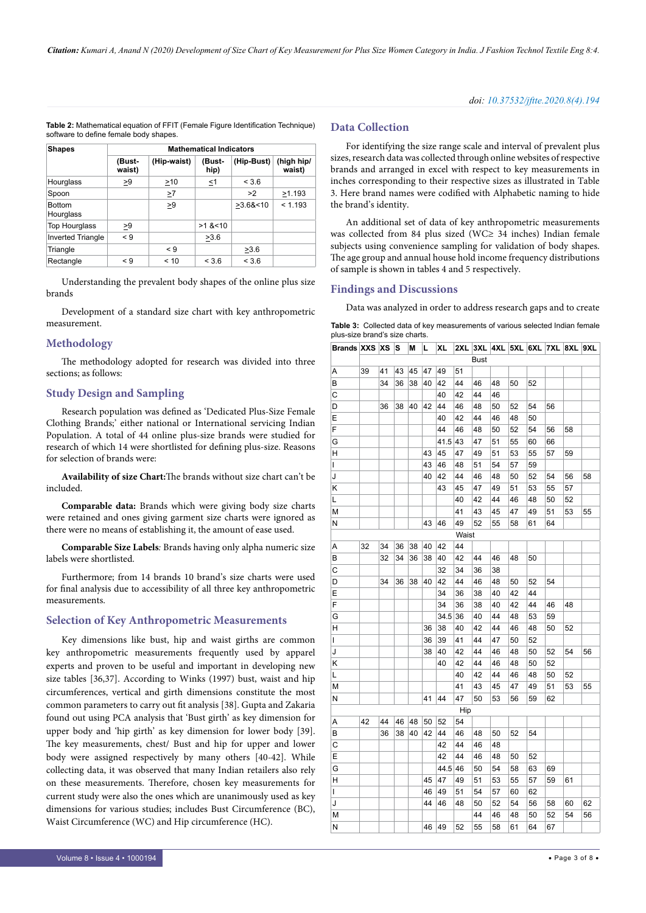**Table 2:** Mathematical equation of FFIT (Female Figure Identification Technique) software to define female body shapes.

| Shapes | Mathematical Indicators | | | | |
|---|---|---|---|---|---|
| | (Bust-waist) | (Hip-waist) | (Bust-hip) | (Hip-Bust) | (high hip/ waist) |
| Hourglass | ≥9 | ≥10 | ≤1 | < 3.6 | |
| Spoon | | ≥7 | | >2 | ≥1.193 |
| Bottom Hourglass | | ≥9 | | ≥3.6&<10 | < 1.193 |
| Top Hourglass | ≥9 | | >1 &<10 | | |
| Inverted Triangle | < 9 | | ≥3.6 | | |
| Triangle | | < 9 | | ≥3.6 | |
| Rectangle | < 9 | < 10 | < 3.6 | < 3.6 | |

Understanding the prevalent body shapes of the online plus size brands

Development of a standard size chart with key anthropometric measurement.

## Methodology

The methodology adopted for research was divided into three sections; as follows:

## Study Design and Sampling

Research population was defined as 'Dedicated Plus-Size Female Clothing Brands;' either national or International servicing Indian Population. A total of 44 online plus-size brands were studied for research of which 14 were shortlisted for defining plus-size. Reasons for selection of brands were:

**Availability of size Chart:** The brands without size chart can't be included.

**Comparable data:** Brands which were giving body size charts were retained and ones giving garment size charts were ignored as there were no means of establishing it, the amount of ease used.

**Comparable Size Labels***:* Brands having only alpha numeric size labels were shortlisted.

Furthermore; from 14 brands 10 brand's size charts were used for final analysis due to accessibility of all three key anthropometric measurements.

## Selection of Key Anthropometric Measurements

Key dimensions like bust, hip and waist girths are common key anthropometric measurements frequently used by apparel experts and proven to be useful and important in developing new size tables [36,37]. According to Winks (1997) bust, waist and hip circumferences, vertical and girth dimensions constitute the most common parameters to carry out fit analysis [38]. Gupta and Zakaria found out using PCA analysis that 'Bust girth' as key dimension for upper body and 'hip girth' as key dimension for lower body [39]. The key measurements, chest/ Bust and hip for upper and lower body were assigned respectively by many others [40-42]. While collecting data, it was observed that many Indian retailers also rely on these measurements. Therefore, chosen key measurements for current study were also the ones which are unanimously used as key dimensions for various studies; includes Bust Circumference (BC), Waist Circumference (WC) and Hip circumference (HC).

## Data Collection

For identifying the size range scale and interval of prevalent plus sizes, research data was collected through online websites of respective brands and arranged in excel with respect to key measurements in inches corresponding to their respective sizes as illustrated in Table 3. Here brand names were codified with Alphabetic naming to hide the brand's identity.

An additional set of data of key anthropometric measurements was collected from 84 plus sized (WC≥ 34 inches) Indian female subjects using convenience sampling for validation of body shapes. The age group and annual house hold income frequency distributions of sample is shown in tables 4 and 5 respectively.

## Findings and Discussions

Data was analyzed in order to address research gaps and to create

**Table 3:** Collected data of key measurements of various selected Indian female plus-size brand's size charts.

| Brands | XXS | XS | S | M | L | XL | 2XL | 3XL | 4XL | 5XL | 6XL | 7XL | 8XL | 9XL |
|---|---|---|---|---|---|---|---|---|---|---|---|---|---|---|
| | | | | | | | Bust | | | | | | | |
| A | 39 | 41 | 43 | 45 | 47 | 49 | 51 | | | | | | | |
| B | | 34 | 36 | 38 | 40 | 42 | 44 | 46 | 48 | 50 | 52 | | | |
| C | | | | | | 40 | 42 | 44 | 46 | | | | | |
| D | | 36 | 38 | 40 | 42 | 44 | 46 | 48 | 50 | 52 | 54 | 56 | | |
| E | | | | | | 40 | 42 | 44 | 46 | 48 | 50 | | | |
| F | | | | | | 44 | 46 | 48 | 50 | 52 | 54 | 56 | 58 | |
| G | | | | | | 41.5 | 43 | 47 | 51 | 55 | 60 | 66 | | |
| H | | | | | 43 | 45 | 47 | 49 | 51 | 53 | 55 | 57 | 59 | |
| I | | | | | 43 | 46 | 48 | 51 | 54 | 57 | 59 | | | |
| J | | | | | 40 | 42 | 44 | 46 | 48 | 50 | 52 | 54 | 56 | 58 |
| K | | | | | | 43 | 45 | 47 | 49 | 51 | 53 | 55 | 57 | |
| L | | | | | | | 40 | 42 | 44 | 46 | 48 | 50 | 52 | |
| M | | | | | | | 41 | 43 | 45 | 47 | 49 | 51 | 53 | 55 |
| N | | | | | 43 | 46 | 49 | 52 | 55 | 58 | 61 | 64 | | |
| | | | | | | | Waist | | | | | | | |
| A | 32 | 34 | 36 | 38 | 40 | 42 | 44 | | | | | | | |
| B | | 32 | 34 | 36 | 38 | 40 | 42 | 44 | 46 | 48 | 50 | | | |
| C | | | | | | 32 | 34 | 36 | 38 | | | | | |
| D | | 34 | 36 | 38 | 40 | 42 | 44 | 46 | 48 | 50 | 52 | 54 | | |
| E | | | | | | 34 | 36 | 38 | 40 | 42 | 44 | | | |
| F | | | | | | 34 | 36 | 38 | 40 | 42 | 44 | 46 | 48 | |
| G | | | | | | 34.5 | 36 | 40 | 44 | 48 | 53 | 59 | | |
| H | | | | | 36 | 38 | 40 | 42 | 44 | 46 | 48 | 50 | 52 | |
| I | | | | | 36 | 39 | 41 | 44 | 47 | 50 | 52 | | | |
| J | | | | | 38 | 40 | 42 | 44 | 46 | 48 | 50 | 52 | 54 | 56 |
| K | | | | | | 40 | 42 | 44 | 46 | 48 | 50 | 52 | | |
| L | | | | | | | 40 | 42 | 44 | 46 | 48 | 50 | 52 | |
| M | | | | | | | 41 | 43 | 45 | 47 | 49 | 51 | 53 | 55 |
| N | | | | | 41 | 44 | 47 | 50 | 53 | 56 | 59 | 62 | | |
| | | | | | | | Hip | | | | | | | |
| A | 42 | 44 | 46 | 48 | 50 | 52 | 54 | | | | | | | |
| B | | 36 | 38 | 40 | 42 | 44 | 46 | 48 | 50 | 52 | 54 | | | |
| C | | | | | | 42 | 44 | 46 | 48 | | | | | |
| E | | | | | | 42 | 44 | 46 | 48 | 50 | 52 | | | |
| G | | | | | | 44.5 | 46 | 50 | 54 | 58 | 63 | 69 | | |
| H | | | | | 45 | 47 | 49 | 51 | 53 | 55 | 57 | 59 | 61 | |
| I | | | | | 46 | 49 | 51 | 54 | 57 | 60 | 62 | | | |
| J | | | | | 44 | 46 | 48 | 50 | 52 | 54 | 56 | 58 | 60 | 62 |
| M | | | | | | | 44 | 46 | 48 | 50 | 52 | 54 | 56 | |
| N | | | | | 46 | 49 | 52 | 55 | 58 | 61 | 64 | 67 | | |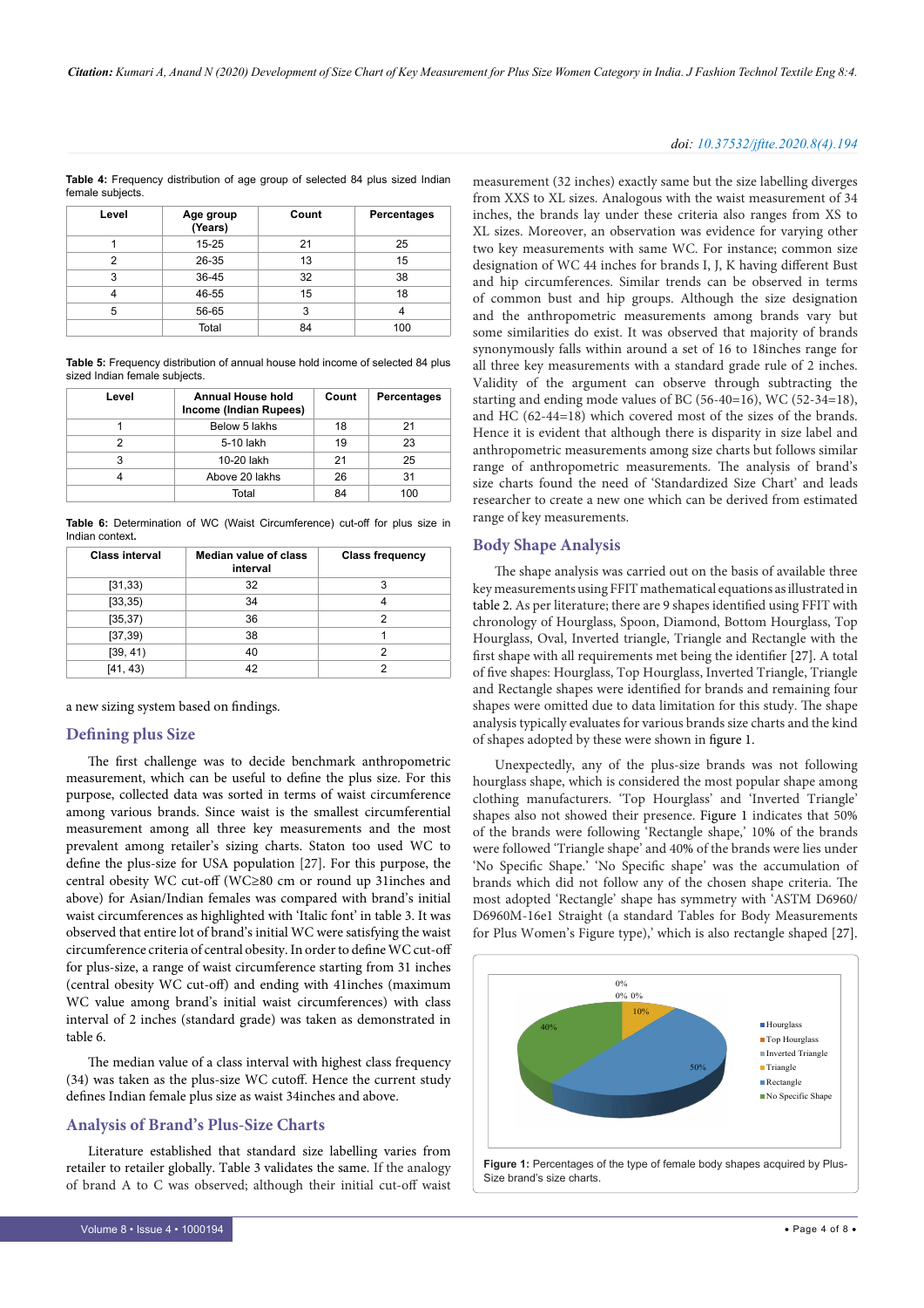**Table 4:** Frequency distribution of age group of selected 84 plus sized Indian female subjects.

| Level | Age group (Years) | Count | Percentages |
|---|---|---|---|
| 1 | 15-25 | 21 | 25 |
| 2 | 26-35 | 13 | 15 |
| 3 | 36-45 | 32 | 38 |
| 4 | 46-55 | 15 | 18 |
| 5 | 56-65 | 3 | 4 |
| | Total | 84 | 100 |

**Table 5:** Frequency distribution of annual house hold income of selected 84 plus sized Indian female subjects.

| Level | Annual House hold Income (Indian Rupees) | Count | Percentages |
|---|---|---|---|
| 1 | Below 5 lakhs | 18 | 21 |
| 2 | 5-10 lakh | 19 | 23 |
| 3 | 10-20 lakh | 21 | 25 |
| 4 | Above 20 lakhs | 26 | 31 |
| | Total | 84 | 100 |

**Table 6:** Determination of WC (Waist Circumference) cut-off for plus size in Indian context.

| Class interval | Median value of class interval | Class frequency |
|---|---|---|
| [31,33) | 32 | 3 |
| [33,35) | 34 | 4 |
| [35,37) | 36 | 2 |
| [37,39) | 38 | 1 |
| [39, 41) | 40 | 2 |
| [41, 43) | 42 | 2 |

a new sizing system based on findings.

## Defining plus Size

The first challenge was to decide benchmark anthropometric measurement, which can be useful to define the plus size. For this purpose, collected data was sorted in terms of waist circumference among various brands. Since waist is the smallest circumferential measurement among all three key measurements and the most prevalent among retailer's sizing charts. Staton too used WC to define the plus-size for USA population [27]. For this purpose, the central obesity WC cut-off (WC≥80 cm or round up 31inches and above) for Asian/Indian females was compared with brand's initial waist circumferences as highlighted with 'Italic font' in table 3. It was observed that entire lot of brand's initial WC were satisfying the waist circumference criteria of central obesity. In order to define WC cut-off for plus-size, a range of waist circumference starting from 31 inches (central obesity WC cut-off) and ending with 41inches (maximum WC value among brand's initial waist circumferences) with class interval of 2 inches (standard grade) was taken as demonstrated in table 6.

The median value of a class interval with highest class frequency (34) was taken as the plus-size WC cutoff. Hence the current study defines Indian female plus size as waist 34inches and above.

## Analysis of Brand's Plus-Size Charts

Literature established that standard size labelling varies from retailer to retailer globally. Table 3 validates the same. If the analogy of brand A to C was observed; although their initial cut-off waist measurement (32 inches) exactly same but the size labelling diverges from XXS to XL sizes. Analogous with the waist measurement of 34 inches, the brands lay under these criteria also ranges from XS to XL sizes. Moreover, an observation was evidence for varying other two key measurements with same WC. For instance; common size designation of WC 44 inches for brands I, J, K having different Bust and hip circumferences. Similar trends can be observed in terms of common bust and hip groups. Although the size designation and the anthropometric measurements among brands vary but some similarities do exist. It was observed that majority of brands synonymously falls within around a set of 16 to 18inches range for all three key measurements with a standard grade rule of 2 inches. Validity of the argument can observe through subtracting the starting and ending mode values of BC (56-40=16), WC (52-34=18), and HC (62-44=18) which covered most of the sizes of the brands. Hence it is evident that although there is disparity in size label and anthropometric measurements among size charts but follows similar range of anthropometric measurements. The analysis of brand's size charts found the need of 'Standardized Size Chart' and leads researcher to create a new one which can be derived from estimated range of key measurements.

## Body Shape Analysis

The shape analysis was carried out on the basis of available three key measurements using FFIT mathematical equations as illustrated in table 2. As per literature; there are 9 shapes identified using FFIT with chronology of Hourglass, Spoon, Diamond, Bottom Hourglass, Top Hourglass, Oval, Inverted triangle, Triangle and Rectangle with the first shape with all requirements met being the identifier [27]. A total of five shapes: Hourglass, Top Hourglass, Inverted Triangle, Triangle and Rectangle shapes were identified for brands and remaining four shapes were omitted due to data limitation for this study. The shape analysis typically evaluates for various brands size charts and the kind of shapes adopted by these were shown in figure 1.

Unexpectedly, any of the plus-size brands was not following hourglass shape, which is considered the most popular shape among clothing manufacturers. 'Top Hourglass' and 'Inverted Triangle' shapes also not showed their presence. Figure 1 indicates that 50% of the brands were following 'Rectangle shape,' 10% of the brands were followed 'Triangle shape' and 40% of the brands were lies under 'No Specific Shape.' 'No Specific shape' was the accumulation of brands which did not follow any of the chosen shape criteria. The most adopted 'Rectangle' shape has symmetry with 'ASTM D6960/D6960M-16e1 Straight (a standard Tables for Body Measurements for Plus Women's Figure type),' which is also rectangle shaped [27].

**Figure 1:** Percentages of the type of female body shapes acquired by Plus-Size brand's size charts.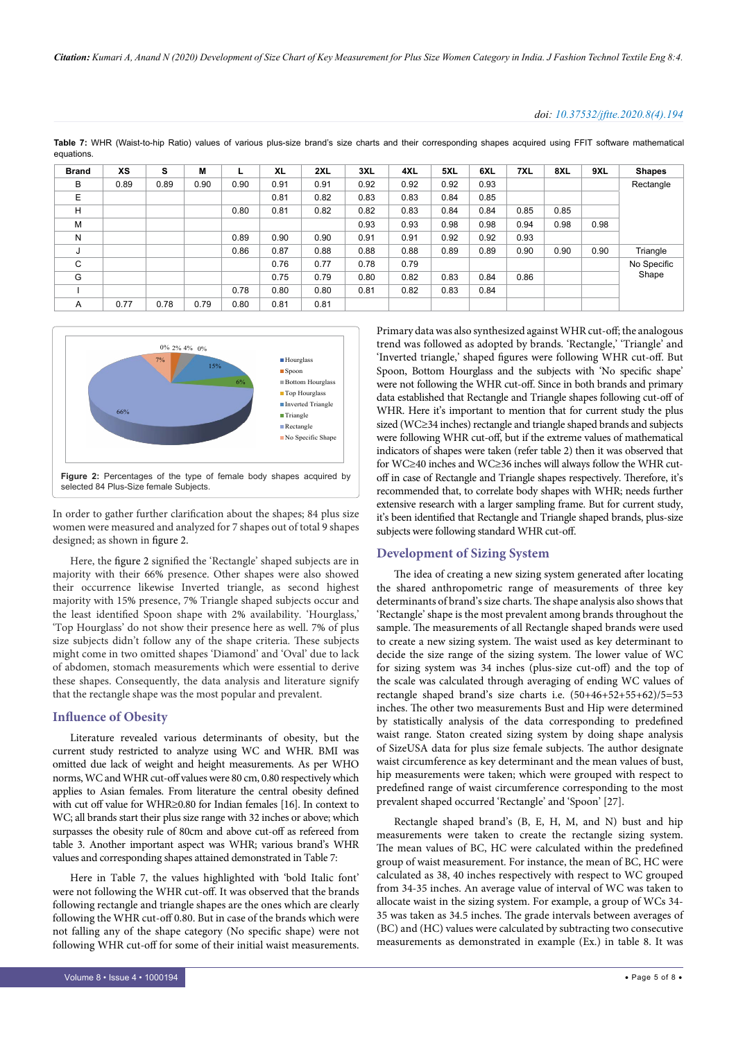**Table 7:** WHR (Waist-to-hip Ratio) values of various plus-size brand's size charts and their corresponding shapes acquired using FFIT software mathematical equations.

| Brand | XS | S | M | L | XL | 2XL | 3XL | 4XL | 5XL | 6XL | 7XL | 8XL | 9XL | Shapes |
|---|---|---|---|---|---|---|---|---|---|---|---|---|---|---|
| B | 0.89 | 0.89 | 0.90 | 0.90 | 0.91 | 0.91 | 0.92 | 0.92 | 0.92 | 0.93 | | | | Rectangle |
| E | | | | | 0.81 | 0.82 | 0.83 | 0.83 | 0.84 | 0.85 | | | | |
| H | | | | 0.80 | 0.81 | 0.82 | 0.82 | 0.83 | 0.84 | 0.84 | 0.85 | 0.85 | | |
| M | | | | | | | 0.93 | 0.93 | 0.98 | 0.98 | 0.94 | 0.98 | 0.98 | |
| N | | | | 0.89 | 0.90 | 0.90 | 0.91 | 0.91 | 0.92 | 0.92 | 0.93 | | | |
| J | | | | 0.86 | 0.87 | 0.88 | 0.88 | 0.88 | 0.89 | 0.89 | 0.90 | 0.90 | 0.90 | Triangle |
| C | | | | | 0.76 | 0.77 | 0.78 | 0.79 | | | | | | No Specific Shape |
| G | | | | | 0.75 | 0.79 | 0.80 | 0.82 | 0.83 | 0.84 | 0.86 | | | |
| I | | | | 0.78 | 0.80 | 0.80 | 0.81 | 0.82 | 0.83 | 0.84 | | | | |
| A | 0.77 | 0.78 | 0.79 | 0.80 | 0.81 | 0.81 | | | | | | | | |

**Figure 2:** Percentages of the type of female body shapes acquired by selected 84 Plus-Size female Subjects.

In order to gather further clarification about the shapes; 84 plus size women were measured and analyzed for 7 shapes out of total 9 shapes designed; as shown in figure 2.

Here, the figure 2 signified the 'Rectangle' shaped subjects are in majority with their 66% presence. Other shapes were also showed their occurrence likewise Inverted triangle, as second highest majority with 15% presence, 7% Triangle shaped subjects occur and the least identified Spoon shape with 2% availability. 'Hourglass,' 'Top Hourglass' do not show their presence here as well. 7% of plus size subjects didn't follow any of the shape criteria. These subjects might come in two omitted shapes 'Diamond' and 'Oval' due to lack of abdomen, stomach measurements which were essential to derive these shapes. Consequently, the data analysis and literature signify that the rectangle shape was the most popular and prevalent.

## Influence of Obesity

Literature revealed various determinants of obesity, but the current study restricted to analyze using WC and WHR. BMI was omitted due lack of weight and height measurements. As per WHO norms, WC and WHR cut-off values were 80 cm, 0.80 respectively which applies to Asian females. From literature the central obesity defined with cut off value for WHR≥0.80 for Indian females [16]. In context to WC; all brands start their plus size range with 32 inches or above; which surpasses the obesity rule of 80cm and above cut-off as refereed from table 3. Another important aspect was WHR; various brand's WHR values and corresponding shapes attained demonstrated in Table 7:

Here in Table 7, the values highlighted with 'bold Italic font' were not following the WHR cut-off. It was observed that the brands following rectangle and triangle shapes are the ones which are clearly following the WHR cut-off 0.80. But in case of the brands which were not falling any of the shape category (No specific shape) were not following WHR cut-off for some of their initial waist measurements.

Primary data was also synthesized against WHR cut-off; the analogous trend was followed as adopted by brands. 'Rectangle,' 'Triangle' and 'Inverted triangle,' shaped figures were following WHR cut-off. But Spoon, Bottom Hourglass and the subjects with 'No specific shape' were not following the WHR cut-off. Since in both brands and primary data established that Rectangle and Triangle shapes following cut-off of WHR. Here it's important to mention that for current study the plus sized (WC≥34 inches) rectangle and triangle shaped brands and subjects were following WHR cut-off, but if the extreme values of mathematical indicators of shapes were taken (refer table 2) then it was observed that for WC≥40 inches and WC≥36 inches will always follow the WHR cut-off in case of Rectangle and Triangle shapes respectively. Therefore, it's recommended that, to correlate body shapes with WHR; needs further extensive research with a larger sampling frame. But for current study, it's been identified that Rectangle and Triangle shaped brands, plus-size subjects were following standard WHR cut-off.

## Development of Sizing System

The idea of creating a new sizing system generated after locating the shared anthropometric range of measurements of three key determinants of brand's size charts. The shape analysis also shows that 'Rectangle' shape is the most prevalent among brands throughout the sample. The measurements of all Rectangle shaped brands were used to create a new sizing system. The waist used as key determinant to decide the size range of the sizing system. The lower value of WC for sizing system was 34 inches (plus-size cut-off) and the top of the scale was calculated through averaging of ending WC values of rectangle shaped brand's size charts i.e. (50+46+52+55+62)/5=53 inches. The other two measurements Bust and Hip were determined by statistically analysis of the data corresponding to predefined waist range. Staton created sizing system by doing shape analysis of SizeUSA data for plus size female subjects. The author designate waist circumference as key determinant and the mean values of bust, hip measurements were taken; which were grouped with respect to predefined range of waist circumference corresponding to the most prevalent shaped occurred 'Rectangle' and 'Spoon' [27].

Rectangle shaped brand's (B, E, H, M, and N) bust and hip measurements were taken to create the rectangle sizing system. The mean values of BC, HC were calculated within the predefined group of waist measurement. For instance, the mean of BC, HC were calculated as 38, 40 inches respectively with respect to WC grouped from 34-35 inches. An average value of interval of WC was taken to allocate waist in the sizing system. For example, a group of WCs 34-35 was taken as 34.5 inches. The grade intervals between averages of (BC) and (HC) values were calculated by subtracting two consecutive measurements as demonstrated in example (Ex.) in table 8. It was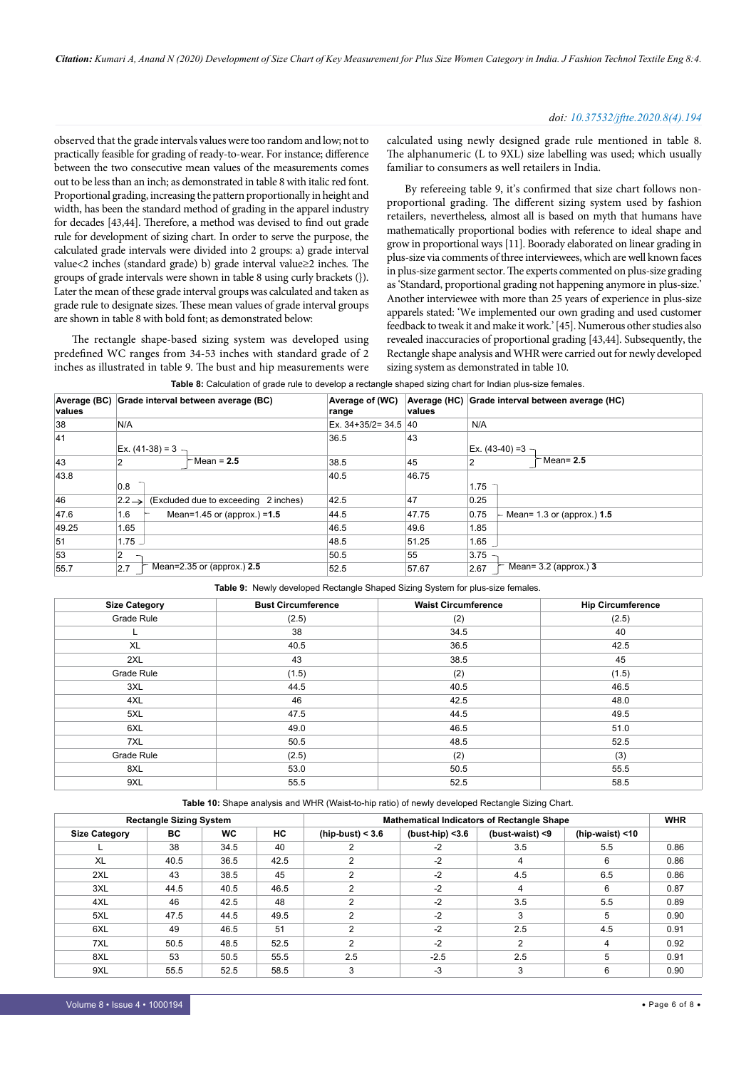observed that the grade intervals values were too random and low; not to practically feasible for grading of ready-to-wear. For instance; difference between the two consecutive mean values of the measurements comes out to be less than an inch; as demonstrated in table 8 with italic red font. Proportional grading, increasing the pattern proportionally in height and width, has been the standard method of grading in the apparel industry for decades [43,44]. Therefore, a method was devised to find out grade rule for development of sizing chart. In order to serve the purpose, the calculated grade intervals were divided into 2 groups: a) grade interval value<2 inches (standard grade) b) grade interval value≥2 inches. The groups of grade intervals were shown in table 8 using curly brackets ({). Later the mean of these grade interval groups was calculated and taken as grade rule to designate sizes. These mean values of grade interval groups are shown in table 8 with bold font; as demonstrated below:

The rectangle shape-based sizing system was developed using predefined WC ranges from 34-53 inches with standard grade of 2 inches as illustrated in table 9. The bust and hip measurements were calculated using newly designed grade rule mentioned in table 8. The alphanumeric (L to 9XL) size labelling was used; which usually familiar to consumers as well retailers in India.

By refereeing table 9, it's confirmed that size chart follows non-proportional grading. The different sizing system used by fashion retailers, nevertheless, almost all is based on myth that humans have mathematically proportional bodies with reference to ideal shape and grow in proportional ways [11]. Boorady elaborated on linear grading in plus-size via comments of three interviewees, which are well known faces in plus-size garment sector. The experts commented on plus-size grading as 'Standard, proportional grading not happening anymore in plus-size.' Another interviewee with more than 25 years of experience in plus-size apparels stated: 'We implemented our own grading and used customer feedback to tweak it and make it work.' [45]. Numerous other studies also revealed inaccuracies of proportional grading [43,44]. Subsequently, the Rectangle shape analysis and WHR were carried out for newly developed sizing system as demonstrated in table 10.

**Table 8:** Calculation of grade rule to develop a rectangle shaped sizing chart for Indian plus-size females.

| Average (BC) values | Grade interval between average (BC) | Average of (WC) range | Average (HC) values | Grade interval between average (HC) |
|---|---|---|---|---|
| 38 | N/A | Ex. 34+35/2= 34.5 | 40 | N/A |
| 41 | Ex. (41-38) = 3 } Mean = **2.5** | 36.5 | 43 | Ex. (43-40) =3 } Mean= **2.5** |
| 43 | 2 | 38.5 | 45 | 2 |
| 43.8 | 0.8 } Mean=1.45 or (approx.) =**1.5** | 40.5 | 46.75 | 1.75 } Mean= 1.3 or (approx.) **1.5** |
| 46 | 2.2 → (Excluded due to exceeding 2 inches) | 42.5 | 47 | 0.25 |
| 47.6 | 1.6 | 44.5 | 47.75 | 0.75 |
| 49.25 | 1.65 | 46.5 | 49.6 | 1.85 |
| 51 | 1.75 | 48.5 | 51.25 | 1.65 |
| 53 | 2 } Mean=2.35 or (approx.) **2.5** | 50.5 | 55 | 3.75 } Mean= 3.2 (approx.) **3** |
| 55.7 | 2.7 | 52.5 | 57.67 | 2.67 |

**Table 9:** Newly developed Rectangle Shaped Sizing System for plus-size females.

| Size Category | Bust Circumference | Waist Circumference | Hip Circumference |
|---|---|---|---|
| Grade Rule | (2.5) | (2) | (2.5) |
| L | 38 | 34.5 | 40 |
| XL | 40.5 | 36.5 | 42.5 |
| 2XL | 43 | 38.5 | 45 |
| Grade Rule | (1.5) | (2) | (1.5) |
| 3XL | 44.5 | 40.5 | 46.5 |
| 4XL | 46 | 42.5 | 48.0 |
| 5XL | 47.5 | 44.5 | 49.5 |
| 6XL | 49.0 | 46.5 | 51.0 |
| 7XL | 50.5 | 48.5 | 52.5 |
| Grade Rule | (2.5) | (2) | (3) |
| 8XL | 53.0 | 50.5 | 55.5 |
| 9XL | 55.5 | 52.5 | 58.5 |

**Table 10:** Shape analysis and WHR (Waist-to-hip ratio) of newly developed Rectangle Sizing Chart.

| Rectangle Sizing System | | | | Mathematical Indicators of Rectangle Shape | | | | WHR |
|---|---|---|---|---|---|---|---|---|
| Size Category | BC | WC | HC | (hip-bust) < 3.6 | (bust-hip) <3.6 | (bust-waist) <9 | (hip-waist) <10 | |
| L | 38 | 34.5 | 40 | 2 | -2 | 3.5 | 5.5 | 0.86 |
| XL | 40.5 | 36.5 | 42.5 | 2 | -2 | 4 | 6 | 0.86 |
| 2XL | 43 | 38.5 | 45 | 2 | -2 | 4.5 | 6.5 | 0.86 |
| 3XL | 44.5 | 40.5 | 46.5 | 2 | -2 | 4 | 6 | 0.87 |
| 4XL | 46 | 42.5 | 48 | 2 | -2 | 3.5 | 5.5 | 0.89 |
| 5XL | 47.5 | 44.5 | 49.5 | 2 | -2 | 3 | 5 | 0.90 |
| 6XL | 49 | 46.5 | 51 | 2 | -2 | 2.5 | 4.5 | 0.91 |
| 7XL | 50.5 | 48.5 | 52.5 | 2 | -2 | 2 | 4 | 0.92 |
| 8XL | 53 | 50.5 | 55.5 | 2.5 | -2.5 | 2.5 | 5 | 0.91 |
| 9XL | 55.5 | 52.5 | 58.5 | 3 | -3 | 3 | 6 | 0.90 |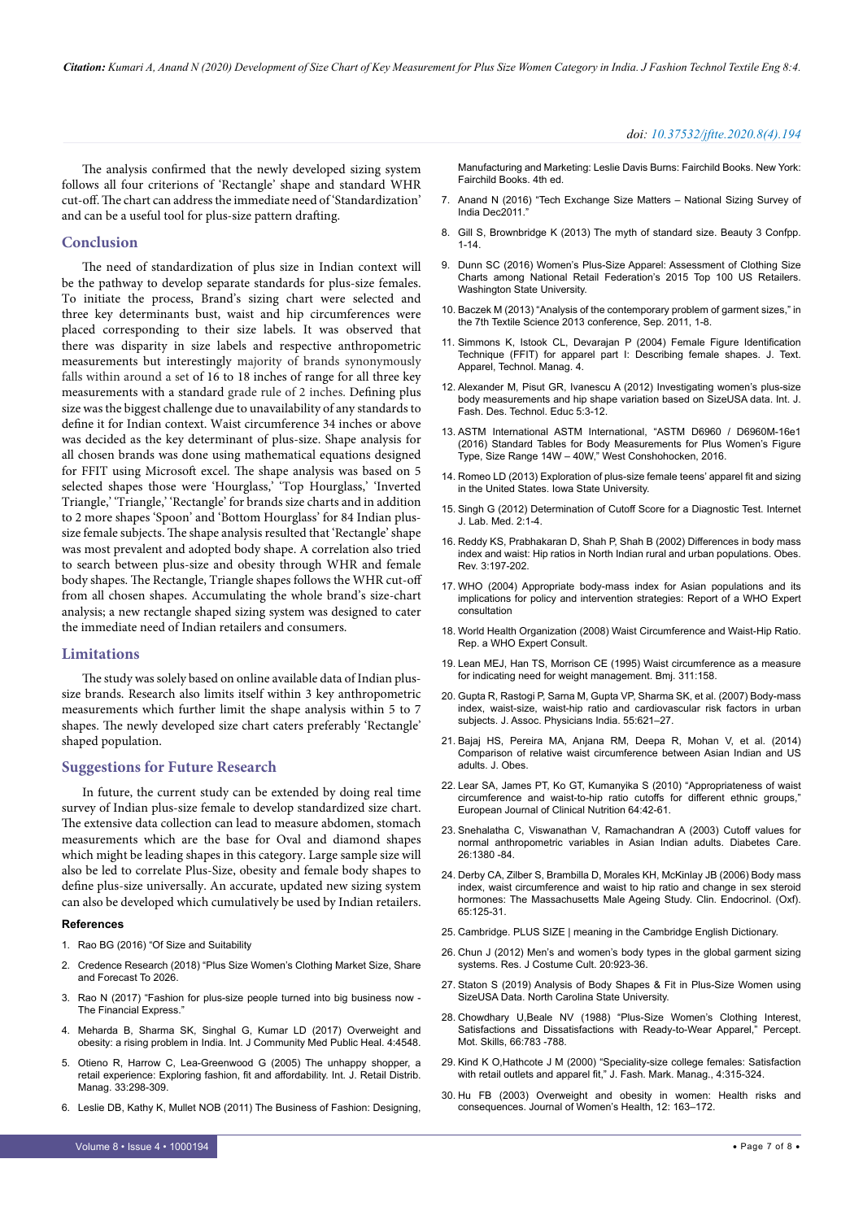The analysis confirmed that the newly developed sizing system follows all four criterions of 'Rectangle' shape and standard WHR cut-off. The chart can address the immediate need of 'Standardization' and can be a useful tool for plus-size pattern drafting.

## Conclusion

The need of standardization of plus size in Indian context will be the pathway to develop separate standards for plus-size females. To initiate the process, Brand's sizing chart were selected and three key determinants bust, waist and hip circumferences were placed corresponding to their size labels. It was observed that there was disparity in size labels and respective anthropometric measurements but interestingly majority of brands synonymously falls within around a set of 16 to 18 inches of range for all three key measurements with a standard grade rule of 2 inches. Defining plus size was the biggest challenge due to unavailability of any standards to define it for Indian context. Waist circumference 34 inches or above was decided as the key determinant of plus-size. Shape analysis for all chosen brands was done using mathematical equations designed for FFIT using Microsoft excel. The shape analysis was based on 5 selected shapes those were 'Hourglass,' 'Top Hourglass,' 'Inverted Triangle,' 'Triangle,' 'Rectangle' for brands size charts and in addition to 2 more shapes 'Spoon' and 'Bottom Hourglass' for 84 Indian plus-size female subjects. The shape analysis resulted that 'Rectangle' shape was most prevalent and adopted body shape. A correlation also tried to search between plus-size and obesity through WHR and female body shapes. The Rectangle, Triangle shapes follows the WHR cut-off from all chosen shapes. Accumulating the whole brand's size-chart analysis; a new rectangle shaped sizing system was designed to cater the immediate need of Indian retailers and consumers.

## Limitations

The study was solely based on online available data of Indian plus-size brands. Research also limits itself within 3 key anthropometric measurements which further limit the shape analysis within 5 to 7 shapes. The newly developed size chart caters preferably 'Rectangle' shaped population.

## Suggestions for Future Research

In future, the current study can be extended by doing real time survey of Indian plus-size female to develop standardized size chart. The extensive data collection can lead to measure abdomen, stomach measurements which are the base for Oval and diamond shapes which might be leading shapes in this category. Large sample size will also be led to correlate Plus-Size, obesity and female body shapes to define plus-size universally. An accurate, updated new sizing system can also be developed which cumulatively be used by Indian retailers.

### References

1. Rao BG (2016) "Of Size and Suitability
2. Credence Research (2018) "Plus Size Women's Clothing Market Size, Share and Forecast To 2026.
3. Rao N (2017) "Fashion for plus-size people turned into big business now - The Financial Express."
4. Meharda B, Sharma SK, Singhal G, Kumar LD (2017) Overweight and obesity: a rising problem in India. Int. J Community Med Public Heal. 4:4548.
5. Otieno R, Harrow C, Lea-Greenwood G (2005) The unhappy shopper, a retail experience: Exploring fashion, fit and affordability. Int. J. Retail Distrib. Manag. 33:298-309.
6. Leslie DB, Kathy K, Mullet NOB (2011) The Business of Fashion: Designing, Manufacturing and Marketing: Leslie Davis Burns: Fairchild Books. New York: Fairchild Books. 4th ed.
7. Anand N (2016) "Tech Exchange Size Matters – National Sizing Survey of India Dec2011."
8. Gill S, Brownbridge K (2013) The myth of standard size. Beauty 3 Confpp. 1-14.
9. Dunn SC (2016) Women's Plus-Size Apparel: Assessment of Clothing Size Charts among National Retail Federation's 2015 Top 100 US Retailers. Washington State University.
10. Baczek M (2013) "Analysis of the contemporary problem of garment sizes," in the 7th Textile Science 2013 conference, Sep. 2011, 1-8.
11. Simmons K, Istook CL, Devarajan P (2004) Female Figure Identification Technique (FFIT) for apparel part I: Describing female shapes. J. Text. Apparel, Technol. Manag. 4.
12. Alexander M, Pisut GR, Ivanescu A (2012) Investigating women's plus-size body measurements and hip shape variation based on SizeUSA data. Int. J. Fash. Des. Technol. Educ 5:3-12.
13. ASTM International ASTM International, "ASTM D6960 / D6960M-16e1 (2016) Standard Tables for Body Measurements for Plus Women's Figure Type, Size Range 14W – 40W," West Conshohocken, 2016.
14. Romeo LD (2013) Exploration of plus-size female teens' apparel fit and sizing in the United States. Iowa State University.
15. Singh G (2012) Determination of Cutoff Score for a Diagnostic Test. Internet J. Lab. Med. 2:1-4.
16. Reddy KS, Prabhakaran D, Shah P, Shah B (2002) Differences in body mass index and waist: Hip ratios in North Indian rural and urban populations. Obes. Rev. 3:197-202.
17. WHO (2004) Appropriate body-mass index for Asian populations and its implications for policy and intervention strategies: Report of a WHO Expert consultation
18. World Health Organization (2008) Waist Circumference and Waist-Hip Ratio. Rep. a WHO Expert Consult.
19. Lean MEJ, Han TS, Morrison CE (1995) Waist circumference as a measure for indicating need for weight management. Bmj. 311:158.
20. Gupta R, Rastogi P, Sarna M, Gupta VP, Sharma SK, et al. (2007) Body-mass index, waist-size, waist-hip ratio and cardiovascular risk factors in urban subjects. J. Assoc. Physicians India. 55:621–27.
21. Bajaj HS, Pereira MA, Anjana RM, Deepa R, Mohan V, et al. (2014) Comparison of relative waist circumference between Asian Indian and US adults. J. Obes.
22. Lear SA, James PT, Ko GT, Kumanyika S (2010) "Appropriateness of waist circumference and waist-to-hip ratio cutoffs for different ethnic groups," European Journal of Clinical Nutrition 64:42-61.
23. Snehalatha C, Viswanathan V, Ramachandran A (2003) Cutoff values for normal anthropometric variables in Asian Indian adults. Diabetes Care. 26:1380 -84.
24. Derby CA, Zilber S, Brambilla D, Morales KH, McKinlay JB (2006) Body mass index, waist circumference and waist to hip ratio and change in sex steroid hormones: The Massachusetts Male Ageing Study. Clin. Endocrinol. (Oxf). 65:125-31.
25. Cambridge. PLUS SIZE | meaning in the Cambridge English Dictionary.
26. Chun J (2012) Men's and women's body types in the global garment sizing systems. Res. J Costume Cult. 20:923-36.
27. Staton S (2019) Analysis of Body Shapes & Fit in Plus-Size Women using SizeUSA Data. North Carolina State University.
28. Chowdhary U,Beale NV (1988) "Plus-Size Women's Clothing Interest, Satisfactions and Dissatisfactions with Ready-to-Wear Apparel," Percept. Mot. Skills, 66:783 -788.
29. Kind K O,Hathcote J M (2000) "Speciality-size college females: Satisfaction with retail outlets and apparel fit," J. Fash. Mark. Manag., 4:315-324.
30. Hu FB (2003) Overweight and obesity in women: Health risks and consequences. Journal of Women's Health, 12: 163–172.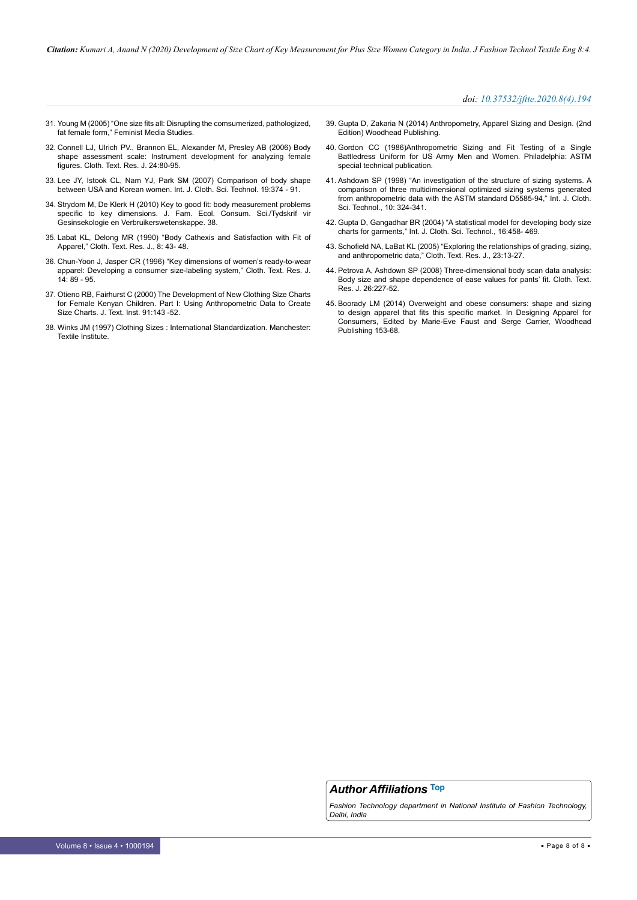31. Young M (2005) “One size fits all: Disrupting the comsumerized, pathologized, fat female form,” Feminist Media Studies.

32. Connell LJ, Ulrich PV., Brannon EL, Alexander M, Presley AB (2006) Body shape assessment scale: Instrument development for analyzing female figures. Cloth. Text. Res. J. 24:80-95.

33. Lee JY, Istook CL, Nam YJ, Park SM (2007) Comparison of body shape between USA and Korean women. Int. J. Cloth. Sci. Technol. 19:374 - 91.

34. Strydom M, De Klerk H (2010) Key to good fit: body measurement problems specific to key dimensions. J. Fam. Ecol. Consum. Sci./Tydskrif vir Gesinsekologie en Verbruikerswetenskappe. 38.

35. Labat KL, Delong MR (1990) “Body Cathexis and Satisfaction with Fit of Apparel,” Cloth. Text. Res. J., 8: 43- 48.

36. Chun-Yoon J, Jasper CR (1996) “Key dimensions of women’s ready-to-wear apparel: Developing a consumer size-labeling system,” Cloth. Text. Res. J. 14: 89 - 95.

37. Otieno RB, Fairhurst C (2000) The Development of New Clothing Size Charts for Female Kenyan Children. Part I: Using Anthropometric Data to Create Size Charts. J. Text. Inst. 91:143 -52.

38. Winks JM (1997) Clothing Sizes : International Standardization. Manchester: Textile Institute.

39. Gupta D, Zakaria N (2014) Anthropometry, Apparel Sizing and Design. (2nd Edition) Woodhead Publishing.

40. Gordon CC (1986)Anthropometric Sizing and Fit Testing of a Single Battledress Uniform for US Army Men and Women. Philadelphia: ASTM special technical publication.

41. Ashdown SP (1998) “An investigation of the structure of sizing systems. A comparison of three multidimensional optimized sizing systems generated from anthropometric data with the ASTM standard D5585-94,” Int. J. Cloth. Sci. Technol., 10: 324-341.

42. Gupta D, Gangadhar BR (2004) “A statistical model for developing body size charts for garments,” Int. J. Cloth. Sci. Technol., 16:458- 469.

43. Schofield NA, LaBat KL (2005) “Exploring the relationships of grading, sizing, and anthropometric data,” Cloth. Text. Res. J., 23:13-27.

44. Petrova A, Ashdown SP (2008) Three-dimensional body scan data analysis: Body size and shape dependence of ease values for pants’ fit. Cloth. Text. Res. J. 26:227-52.

45. Boorady LM (2014) Overweight and obese consumers: shape and sizing to design apparel that fits this specific market. In Designing Apparel for Consumers, Edited by Marie-Eve Faust and Serge Carrier, Woodhead Publishing 153-68.

## Author Affiliations

*Fashion Technology department in National Institute of Fashion Technology, Delhi, India*